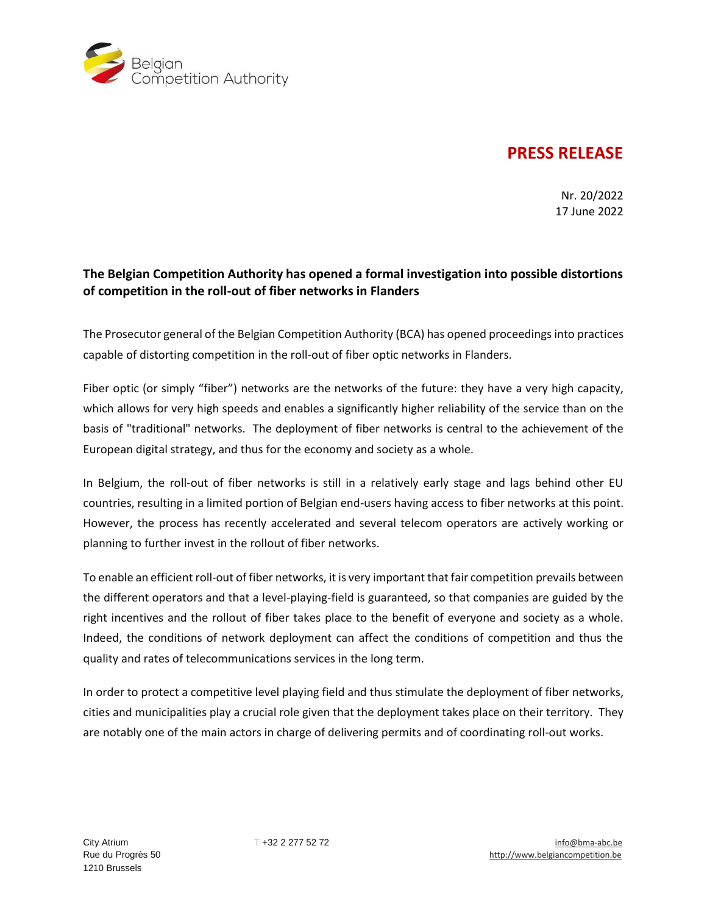Belgian Competition Authority

# PRESS RELEASE

Nr. 20/2022
17 June 2022

**The Belgian Competition Authority has opened a formal investigation into possible distortions of competition in the roll-out of fiber networks in Flanders**

The Prosecutor general of the Belgian Competition Authority (BCA) has opened proceedings into practices capable of distorting competition in the roll-out of fiber optic networks in Flanders.

Fiber optic (or simply "fiber") networks are the networks of the future: they have a very high capacity, which allows for very high speeds and enables a significantly higher reliability of the service than on the basis of "traditional" networks. The deployment of fiber networks is central to the achievement of the European digital strategy, and thus for the economy and society as a whole.

In Belgium, the roll-out of fiber networks is still in a relatively early stage and lags behind other EU countries, resulting in a limited portion of Belgian end-users having access to fiber networks at this point. However, the process has recently accelerated and several telecom operators are actively working or planning to further invest in the rollout of fiber networks.

To enable an efficient roll-out of fiber networks, it is very important that fair competition prevails between the different operators and that a level-playing-field is guaranteed, so that companies are guided by the right incentives and the rollout of fiber takes place to the benefit of everyone and society as a whole. Indeed, the conditions of network deployment can affect the conditions of competition and thus the quality and rates of telecommunications services in the long term.

In order to protect a competitive level playing field and thus stimulate the deployment of fiber networks, cities and municipalities play a crucial role given that the deployment takes place on their territory. They are notably one of the main actors in charge of delivering permits and of coordinating roll-out works.

City Atrium
Rue du Progrès 50
1210 Brussels

T +32 2 277 52 72

info@bma-abc.be
http://www.belgiancompetition.be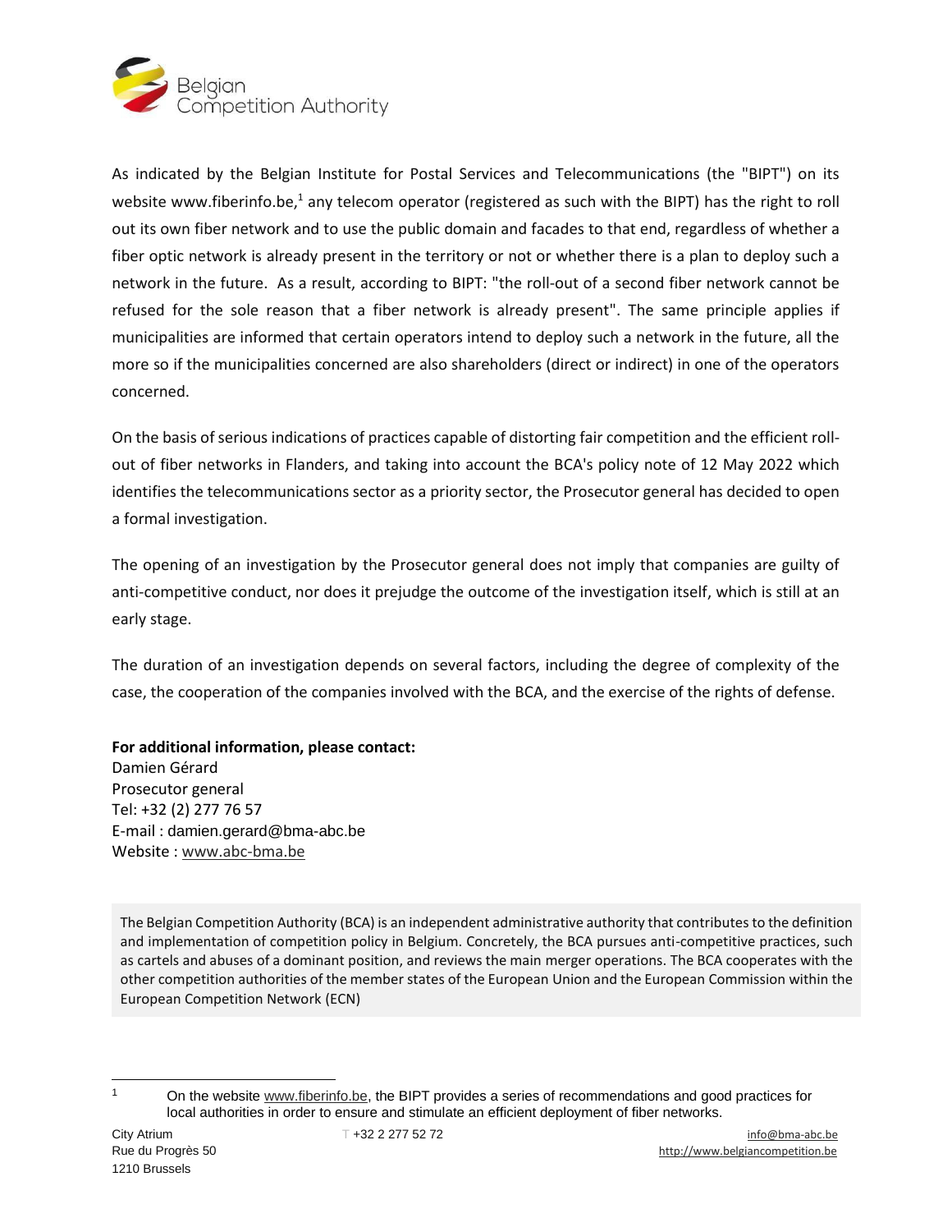As indicated by the Belgian Institute for Postal Services and Telecommunications (the "BIPT") on its website www.fiberinfo.be,[1] any telecom operator (registered as such with the BIPT) has the right to roll out its own fiber network and to use the public domain and facades to that end, regardless of whether a fiber optic network is already present in the territory or not or whether there is a plan to deploy such a network in the future. As a result, according to BIPT: "the roll-out of a second fiber network cannot be refused for the sole reason that a fiber network is already present". The same principle applies if municipalities are informed that certain operators intend to deploy such a network in the future, all the more so if the municipalities concerned are also shareholders (direct or indirect) in one of the operators concerned.

On the basis of serious indications of practices capable of distorting fair competition and the efficient roll-out of fiber networks in Flanders, and taking into account the BCA's policy note of 12 May 2022 which identifies the telecommunications sector as a priority sector, the Prosecutor general has decided to open a formal investigation.

The opening of an investigation by the Prosecutor general does not imply that companies are guilty of anti-competitive conduct, nor does it prejudge the outcome of the investigation itself, which is still at an early stage.

The duration of an investigation depends on several factors, including the degree of complexity of the case, the cooperation of the companies involved with the BCA, and the exercise of the rights of defense.

**For additional information, please contact:**
Damien Gérard
Prosecutor general
Tel: +32 (2) 277 76 57
E-mail : damien.gerard@bma-abc.be
Website : www.abc-bma.be

The Belgian Competition Authority (BCA) is an independent administrative authority that contributes to the definition and implementation of competition policy in Belgium. Concretely, the BCA pursues anti-competitive practices, such as cartels and abuses of a dominant position, and reviews the main merger operations. The BCA cooperates with the other competition authorities of the member states of the European Union and the European Commission within the European Competition Network (ECN)

[1] On the website www.fiberinfo.be, the BIPT provides a series of recommendations and good practices for local authorities in order to ensure and stimulate an efficient deployment of fiber networks.

City Atrium
Rue du Progrès 50
1210 Brussels

T +32 2 277 52 72

info@bma-abc.be
http://www.belgiancompetition.be